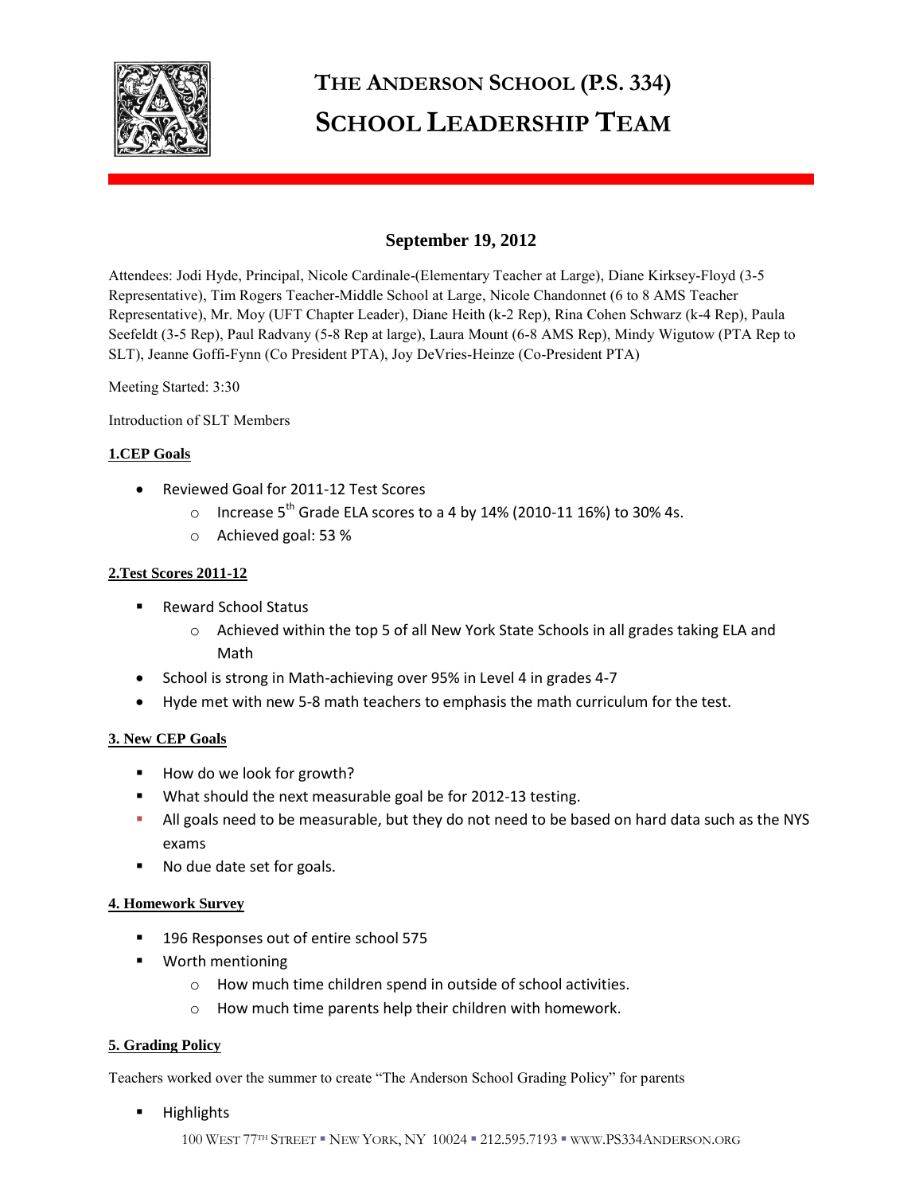# THE ANDERSON SCHOOL (P.S. 334)
# SCHOOL LEADERSHIP TEAM

## September 19, 2012

Attendees: Jodi Hyde, Principal, Nicole Cardinale-(Elementary Teacher at Large), Diane Kirksey-Floyd (3-5 Representative), Tim Rogers Teacher-Middle School at Large, Nicole Chandonnet (6 to 8 AMS Teacher Representative), Mr. Moy (UFT Chapter Leader), Diane Heith (k-2 Rep), Rina Cohen Schwarz (k-4 Rep), Paula Seefeldt (3-5 Rep), Paul Radvany (5-8 Rep at large), Laura Mount (6-8 AMS Rep), Mindy Wigutow (PTA Rep to SLT), Jeanne Goffi-Fynn (Co President PTA), Joy DeVries-Heinze (Co-President PTA)

Meeting Started: 3:30

Introduction of SLT Members

### 1.CEP Goals

- Reviewed Goal for 2011-12 Test Scores
  - Increase 5th Grade ELA scores to a 4 by 14% (2010-11 16%) to 30% 4s.
  - Achieved goal: 53 %

### 2.Test Scores 2011-12

- Reward School Status
  - Achieved within the top 5 of all New York State Schools in all grades taking ELA and Math
- School is strong in Math-achieving over 95% in Level 4 in grades 4-7
- Hyde met with new 5-8 math teachers to emphasis the math curriculum for the test.

### 3. New CEP Goals

- How do we look for growth?
- What should the next measurable goal be for 2012-13 testing.
- All goals need to be measurable, but they do not need to be based on hard data such as the NYS exams
- No due date set for goals.

### 4. Homework Survey

- 196 Responses out of entire school 575
- Worth mentioning
  - How much time children spend in outside of school activities.
  - How much time parents help their children with homework.

### 5. Grading Policy

Teachers worked over the summer to create "The Anderson School Grading Policy" for parents

- Highlights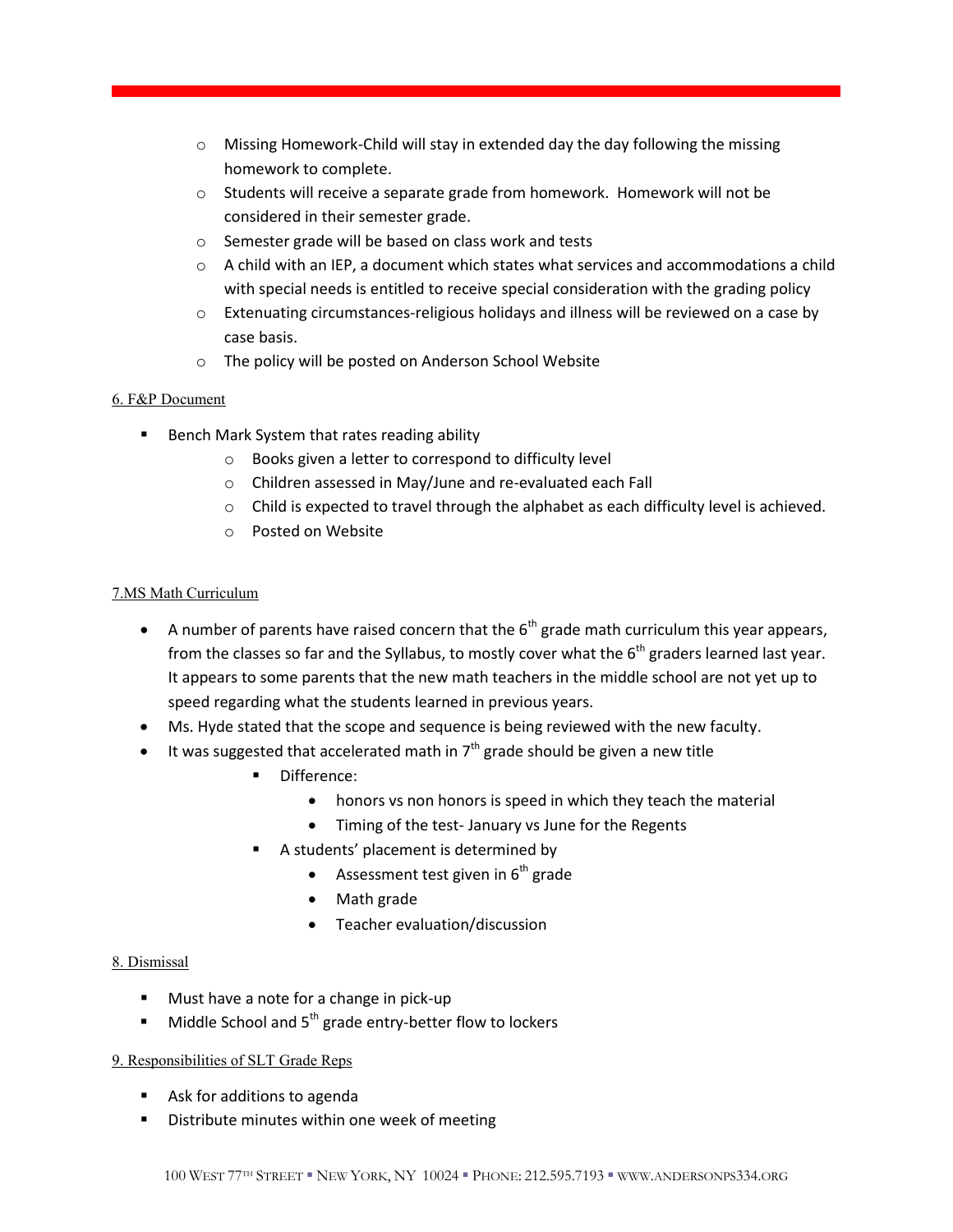- Missing Homework-Child will stay in extended day the day following the missing homework to complete.
- Students will receive a separate grade from homework. Homework will not be considered in their semester grade.
- Semester grade will be based on class work and tests
- A child with an IEP, a document which states what services and accommodations a child with special needs is entitled to receive special consideration with the grading policy
- Extenuating circumstances-religious holidays and illness will be reviewed on a case by case basis.
- The policy will be posted on Anderson School Website

6. F&P Document

- Bench Mark System that rates reading ability
    - Books given a letter to correspond to difficulty level
    - Children assessed in May/June and re-evaluated each Fall
    - Child is expected to travel through the alphabet as each difficulty level is achieved.
    - Posted on Website

7.MS Math Curriculum

- A number of parents have raised concern that the 6th grade math curriculum this year appears, from the classes so far and the Syllabus, to mostly cover what the 6th graders learned last year. It appears to some parents that the new math teachers in the middle school are not yet up to speed regarding what the students learned in previous years.
- Ms. Hyde stated that the scope and sequence is being reviewed with the new faculty.
- It was suggested that accelerated math in 7th grade should be given a new title
    - Difference:
        - honors vs non honors is speed in which they teach the material
        - Timing of the test- January vs June for the Regents
    - A students' placement is determined by
        - Assessment test given in 6th grade
        - Math grade
        - Teacher evaluation/discussion

8. Dismissal

- Must have a note for a change in pick-up
- Middle School and 5th grade entry-better flow to lockers

9. Responsibilities of SLT Grade Reps

- Ask for additions to agenda
- Distribute minutes within one week of meeting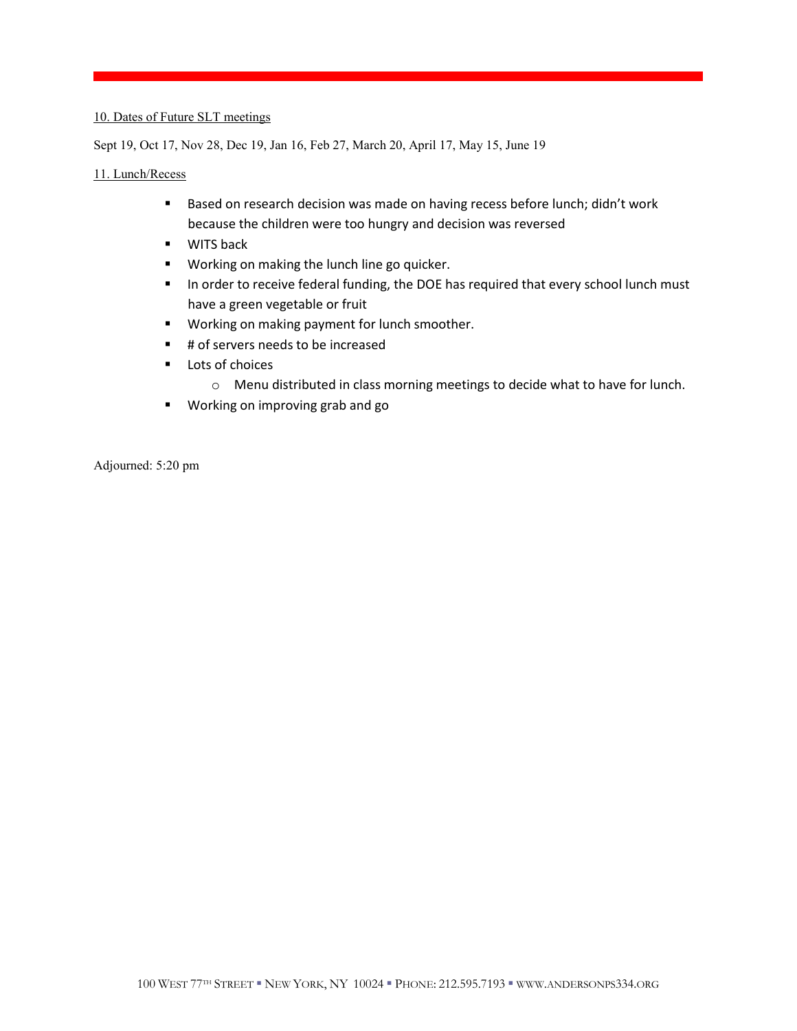10. Dates of Future SLT meetings

Sept 19, Oct 17, Nov 28, Dec 19, Jan 16, Feb 27, March 20, April 17, May 15, June 19

11. Lunch/Recess

- Based on research decision was made on having recess before lunch; didn't work because the children were too hungry and decision was reversed
- WITS back
- Working on making the lunch line go quicker.
- In order to receive federal funding, the DOE has required that every school lunch must have a green vegetable or fruit
- Working on making payment for lunch smoother.
- # of servers needs to be increased
- Lots of choices
    - Menu distributed in class morning meetings to decide what to have for lunch.
- Working on improving grab and go

Adjourned: 5:20 pm